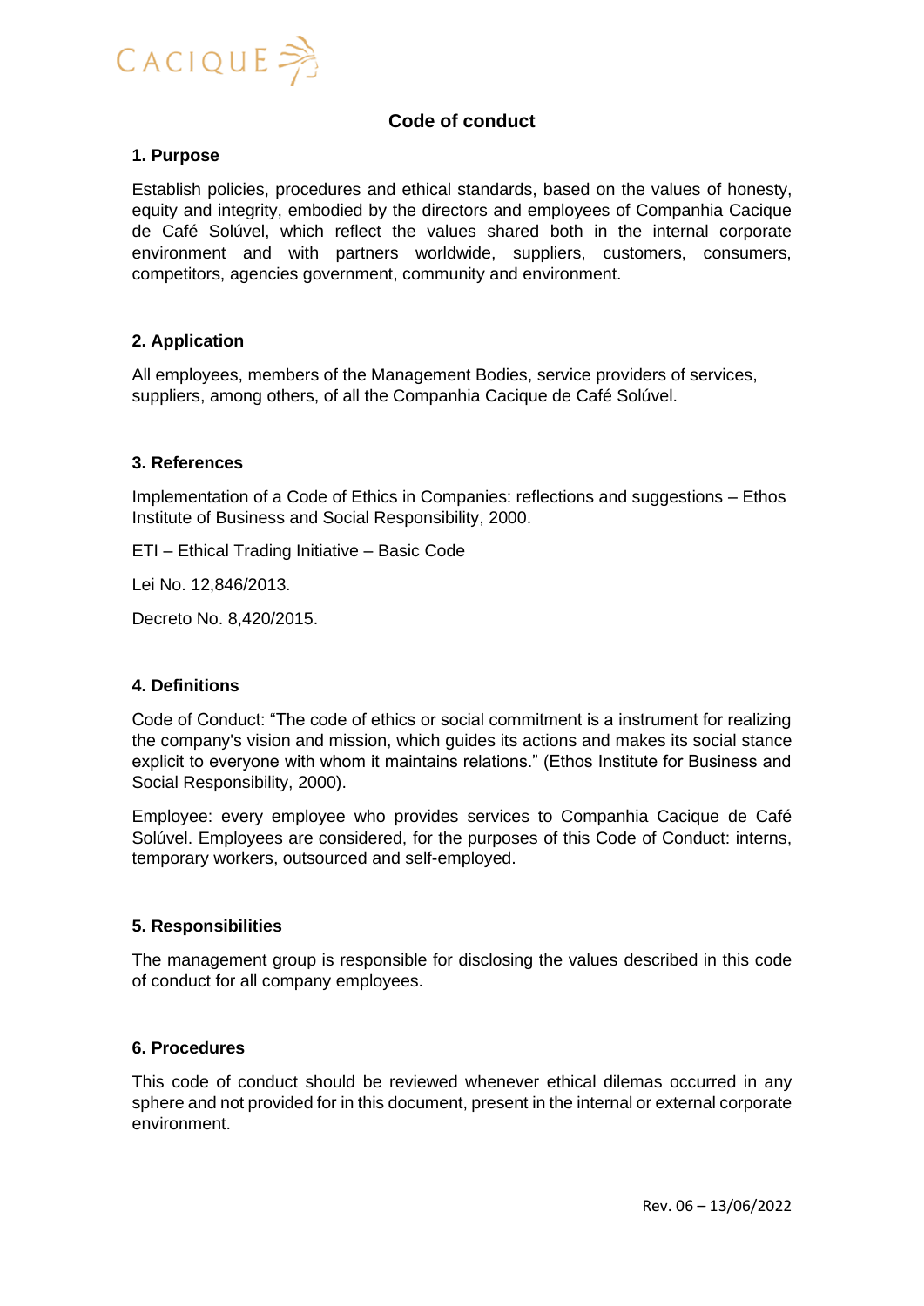# Code of conduct

## 1. Purpose

Establish policies, procedures and ethical standards, based on the values of honesty, equity and integrity, embodied by the directors and employees of Companhia Cacique de Café Solúvel, which reflect the values shared both in the internal corporate environment and with partners worldwide, suppliers, customers, consumers, competitors, agencies government, community and environment.

## 2. Application

All employees, members of the Management Bodies, service providers of services, suppliers, among others, of all the Companhia Cacique de Café Solúvel.

## 3. References

Implementation of a Code of Ethics in Companies: reflections and suggestions – Ethos Institute of Business and Social Responsibility, 2000.

ETI – Ethical Trading Initiative – Basic Code

Lei No. 12,846/2013.

Decreto No. 8,420/2015.

## 4. Definitions

Code of Conduct: "The code of ethics or social commitment is a instrument for realizing the company's vision and mission, which guides its actions and makes its social stance explicit to everyone with whom it maintains relations." (Ethos Institute for Business and Social Responsibility, 2000).

Employee: every employee who provides services to Companhia Cacique de Café Solúvel. Employees are considered, for the purposes of this Code of Conduct: interns, temporary workers, outsourced and self-employed.

## 5. Responsibilities

The management group is responsible for disclosing the values described in this code of conduct for all company employees.

## 6. Procedures

This code of conduct should be reviewed whenever ethical dilemas occurred in any sphere and not provided for in this document, present in the internal or external corporate environment.

Rev. 06 – 13/06/2022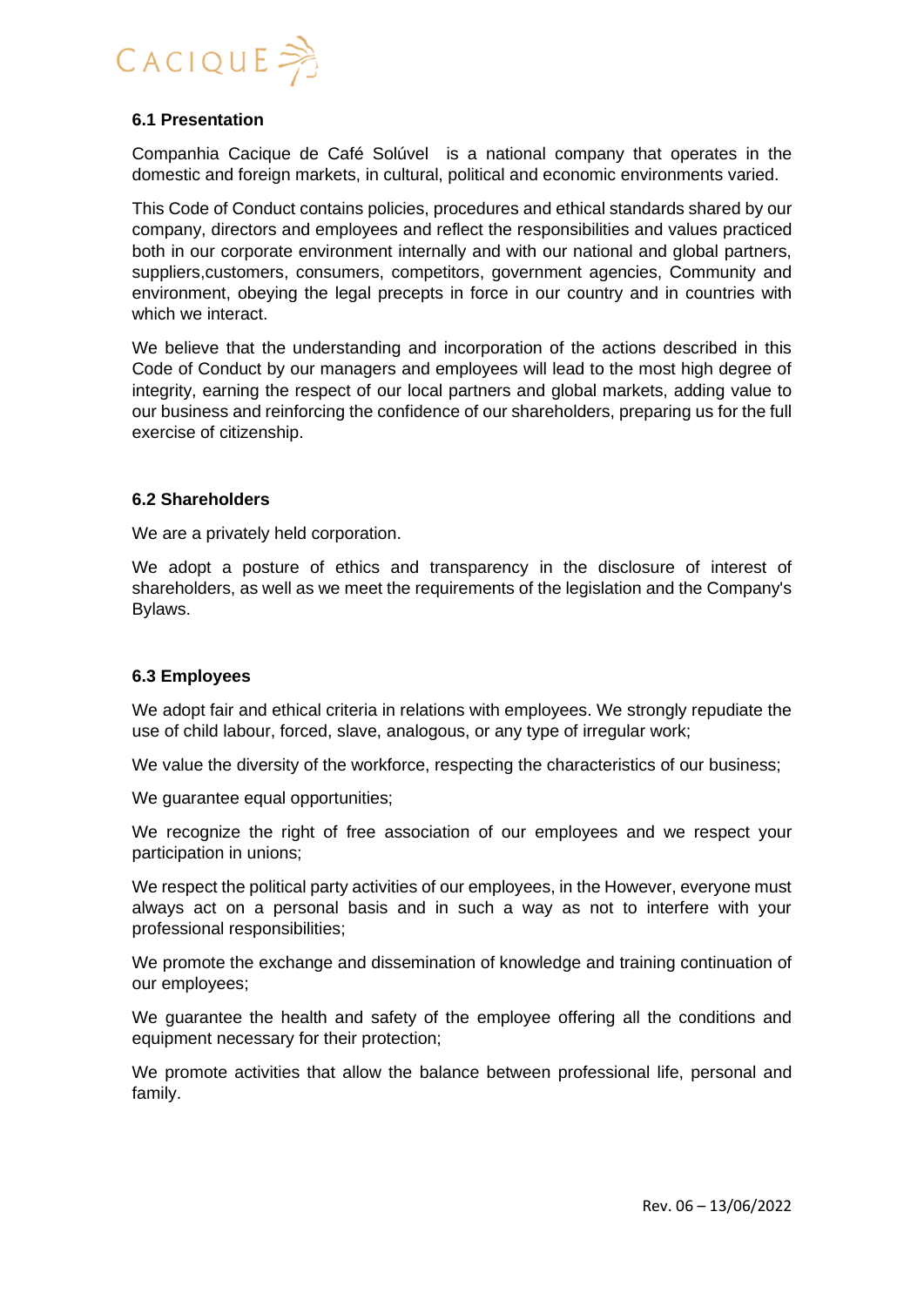### 6.1 Presentation

Companhia Cacique de Café Solúvel is a national company that operates in the domestic and foreign markets, in cultural, political and economic environments varied.

This Code of Conduct contains policies, procedures and ethical standards shared by our company, directors and employees and reflect the responsibilities and values practiced both in our corporate environment internally and with our national and global partners, suppliers,customers, consumers, competitors, government agencies, Community and environment, obeying the legal precepts in force in our country and in countries with which we interact.

We believe that the understanding and incorporation of the actions described in this Code of Conduct by our managers and employees will lead to the most high degree of integrity, earning the respect of our local partners and global markets, adding value to our business and reinforcing the confidence of our shareholders, preparing us for the full exercise of citizenship.

### 6.2 Shareholders

We are a privately held corporation.

We adopt a posture of ethics and transparency in the disclosure of interest of shareholders, as well as we meet the requirements of the legislation and the Company's Bylaws.

### 6.3 Employees

We adopt fair and ethical criteria in relations with employees. We strongly repudiate the use of child labour, forced, slave, analogous, or any type of irregular work;

We value the diversity of the workforce, respecting the characteristics of our business;

We guarantee equal opportunities;

We recognize the right of free association of our employees and we respect your participation in unions;

We respect the political party activities of our employees, in the However, everyone must always act on a personal basis and in such a way as not to interfere with your professional responsibilities;

We promote the exchange and dissemination of knowledge and training continuation of our employees;

We guarantee the health and safety of the employee offering all the conditions and equipment necessary for their protection;

We promote activities that allow the balance between professional life, personal and family.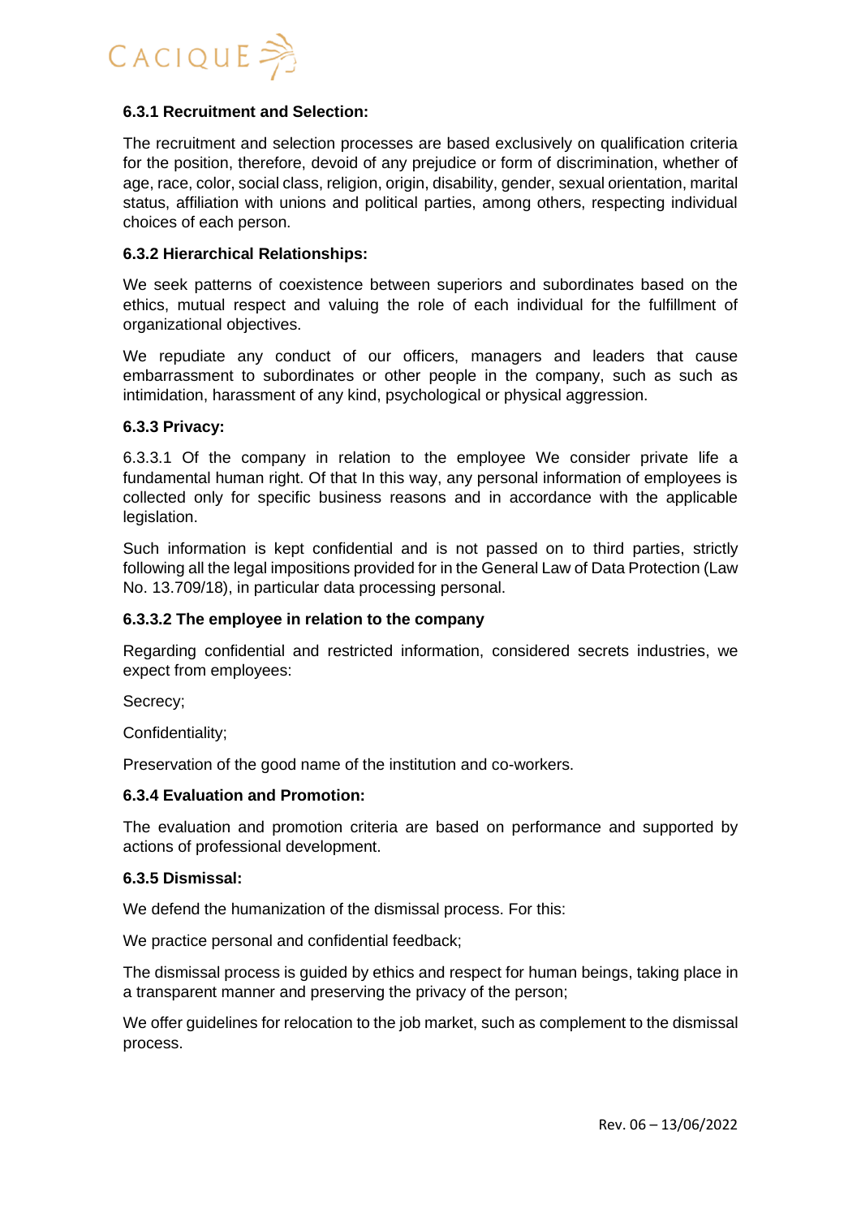#### 6.3.1 Recruitment and Selection:

The recruitment and selection processes are based exclusively on qualification criteria for the position, therefore, devoid of any prejudice or form of discrimination, whether of age, race, color, social class, religion, origin, disability, gender, sexual orientation, marital status, affiliation with unions and political parties, among others, respecting individual choices of each person.

#### 6.3.2 Hierarchical Relationships:

We seek patterns of coexistence between superiors and subordinates based on the ethics, mutual respect and valuing the role of each individual for the fulfillment of organizational objectives.

We repudiate any conduct of our officers, managers and leaders that cause embarrassment to subordinates or other people in the company, such as such as intimidation, harassment of any kind, psychological or physical aggression.

#### 6.3.3 Privacy:

6.3.3.1 Of the company in relation to the employee We consider private life a fundamental human right. Of that In this way, any personal information of employees is collected only for specific business reasons and in accordance with the applicable legislation.

Such information is kept confidential and is not passed on to third parties, strictly following all the legal impositions provided for in the General Law of Data Protection (Law No. 13.709/18), in particular data processing personal.

#### 6.3.3.2 The employee in relation to the company

Regarding confidential and restricted information, considered secrets industries, we expect from employees:

Secrecy;

Confidentiality;

Preservation of the good name of the institution and co-workers.

#### 6.3.4 Evaluation and Promotion:

The evaluation and promotion criteria are based on performance and supported by actions of professional development.

#### 6.3.5 Dismissal:

We defend the humanization of the dismissal process. For this:

We practice personal and confidential feedback;

The dismissal process is guided by ethics and respect for human beings, taking place in a transparent manner and preserving the privacy of the person;

We offer guidelines for relocation to the job market, such as complement to the dismissal process.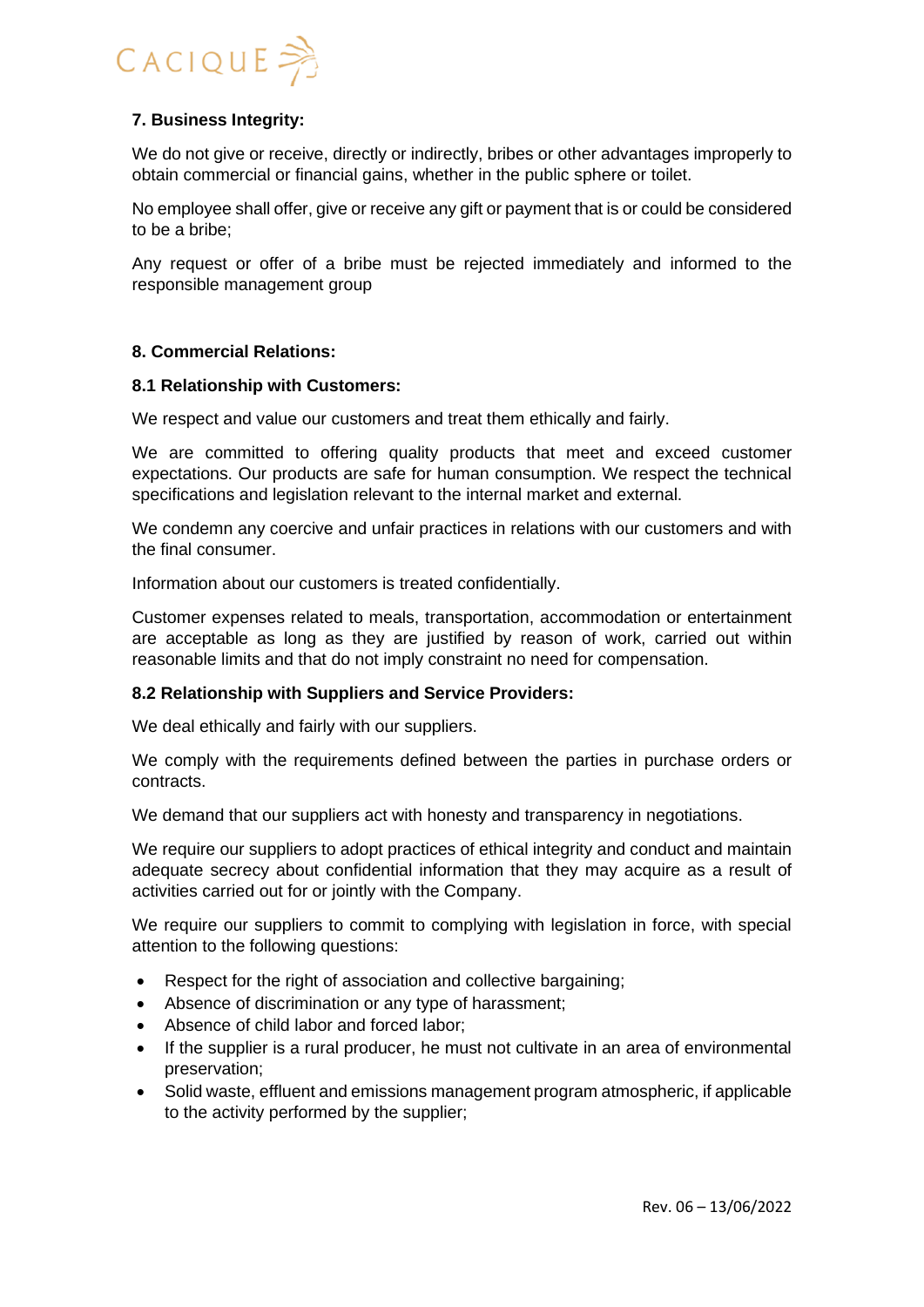### 7. Business Integrity:

We do not give or receive, directly or indirectly, bribes or other advantages improperly to obtain commercial or financial gains, whether in the public sphere or toilet.

No employee shall offer, give or receive any gift or payment that is or could be considered to be a bribe;

Any request or offer of a bribe must be rejected immediately and informed to the responsible management group

### 8. Commercial Relations:

#### 8.1 Relationship with Customers:

We respect and value our customers and treat them ethically and fairly.

We are committed to offering quality products that meet and exceed customer expectations. Our products are safe for human consumption. We respect the technical specifications and legislation relevant to the internal market and external.

We condemn any coercive and unfair practices in relations with our customers and with the final consumer.

Information about our customers is treated confidentially.

Customer expenses related to meals, transportation, accommodation or entertainment are acceptable as long as they are justified by reason of work, carried out within reasonable limits and that do not imply constraint no need for compensation.

#### 8.2 Relationship with Suppliers and Service Providers:

We deal ethically and fairly with our suppliers.

We comply with the requirements defined between the parties in purchase orders or contracts.

We demand that our suppliers act with honesty and transparency in negotiations.

We require our suppliers to adopt practices of ethical integrity and conduct and maintain adequate secrecy about confidential information that they may acquire as a result of activities carried out for or jointly with the Company.

We require our suppliers to commit to complying with legislation in force, with special attention to the following questions:

- Respect for the right of association and collective bargaining;
- Absence of discrimination or any type of harassment;
- Absence of child labor and forced labor;
- If the supplier is a rural producer, he must not cultivate in an area of environmental preservation;
- Solid waste, effluent and emissions management program atmospheric, if applicable to the activity performed by the supplier;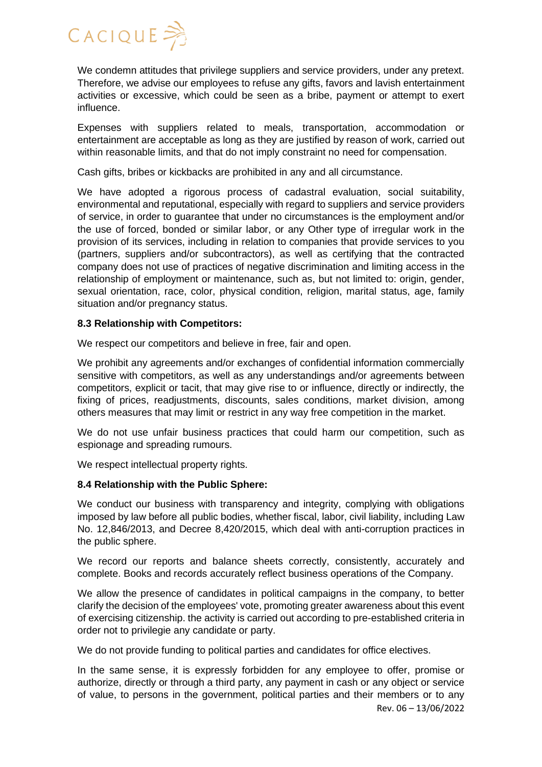We condemn attitudes that privilege suppliers and service providers, under any pretext. Therefore, we advise our employees to refuse any gifts, favors and lavish entertainment activities or excessive, which could be seen as a bribe, payment or attempt to exert influence.

Expenses with suppliers related to meals, transportation, accommodation or entertainment are acceptable as long as they are justified by reason of work, carried out within reasonable limits, and that do not imply constraint no need for compensation.

Cash gifts, bribes or kickbacks are prohibited in any and all circumstance.

We have adopted a rigorous process of cadastral evaluation, social suitability, environmental and reputational, especially with regard to suppliers and service providers of service, in order to guarantee that under no circumstances is the employment and/or the use of forced, bonded or similar labor, or any Other type of irregular work in the provision of its services, including in relation to companies that provide services to you (partners, suppliers and/or subcontractors), as well as certifying that the contracted company does not use of practices of negative discrimination and limiting access in the relationship of employment or maintenance, such as, but not limited to: origin, gender, sexual orientation, race, color, physical condition, religion, marital status, age, family situation and/or pregnancy status.

**8.3 Relationship with Competitors:**

We respect our competitors and believe in free, fair and open.

We prohibit any agreements and/or exchanges of confidential information commercially sensitive with competitors, as well as any understandings and/or agreements between competitors, explicit or tacit, that may give rise to or influence, directly or indirectly, the fixing of prices, readjustments, discounts, sales conditions, market division, among others measures that may limit or restrict in any way free competition in the market.

We do not use unfair business practices that could harm our competition, such as espionage and spreading rumours.

We respect intellectual property rights.

**8.4 Relationship with the Public Sphere:**

We conduct our business with transparency and integrity, complying with obligations imposed by law before all public bodies, whether fiscal, labor, civil liability, including Law No. 12,846/2013, and Decree 8,420/2015, which deal with anti-corruption practices in the public sphere.

We record our reports and balance sheets correctly, consistently, accurately and complete. Books and records accurately reflect business operations of the Company.

We allow the presence of candidates in political campaigns in the company, to better clarify the decision of the employees' vote, promoting greater awareness about this event of exercising citizenship. the activity is carried out according to pre-established criteria in order not to privilegie any candidate or party.

We do not provide funding to political parties and candidates for office electives.

In the same sense, it is expressly forbidden for any employee to offer, promise or authorize, directly or through a third party, any payment in cash or any object or service of value, to persons in the government, political parties and their members or to any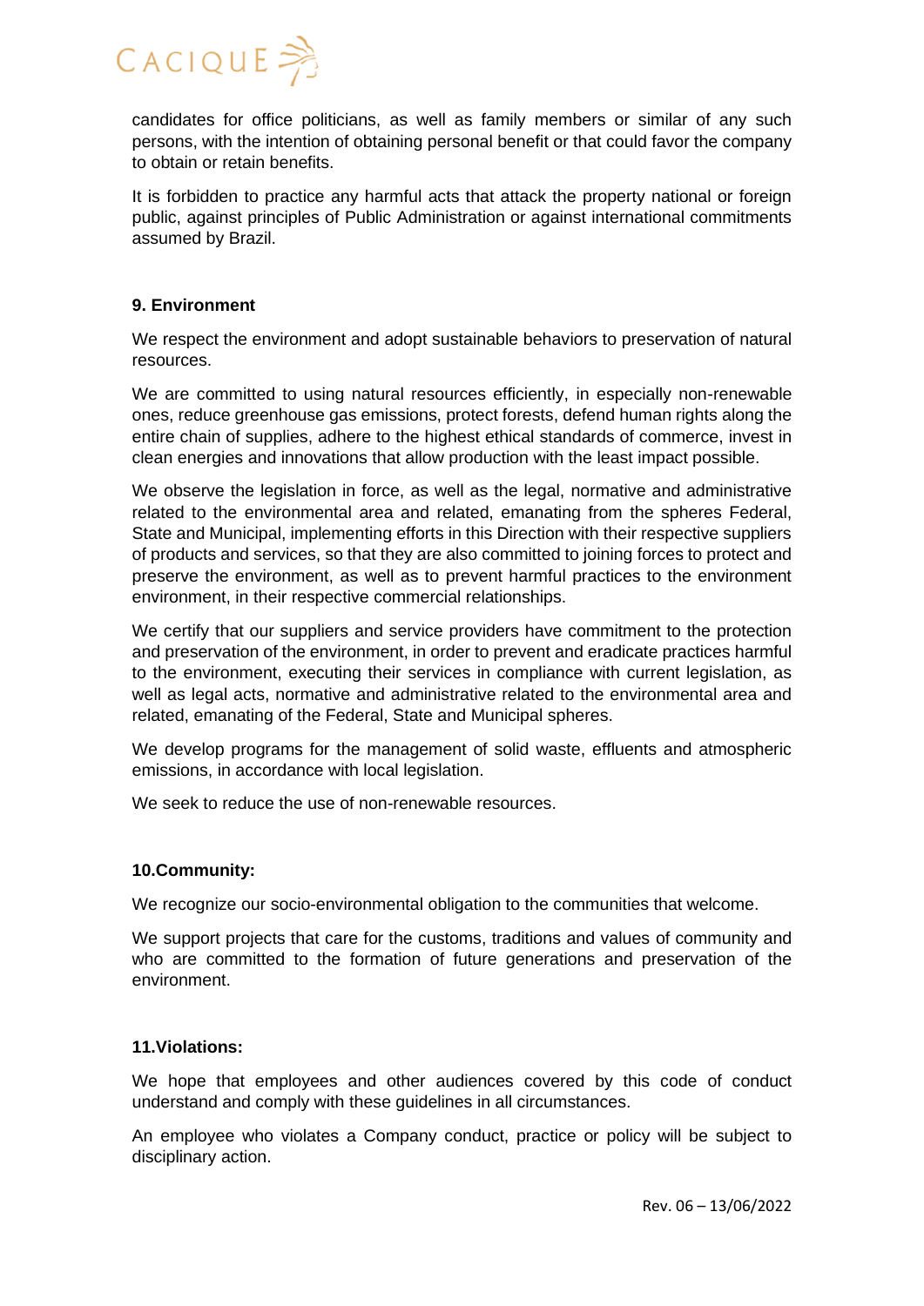candidates for office politicians, as well as family members or similar of any such persons, with the intention of obtaining personal benefit or that could favor the company to obtain or retain benefits.

It is forbidden to practice any harmful acts that attack the property national or foreign public, against principles of Public Administration or against international commitments assumed by Brazil.

**9. Environment**

We respect the environment and adopt sustainable behaviors to preservation of natural resources.

We are committed to using natural resources efficiently, in especially non-renewable ones, reduce greenhouse gas emissions, protect forests, defend human rights along the entire chain of supplies, adhere to the highest ethical standards of commerce, invest in clean energies and innovations that allow production with the least impact possible.

We observe the legislation in force, as well as the legal, normative and administrative related to the environmental area and related, emanating from the spheres Federal, State and Municipal, implementing efforts in this Direction with their respective suppliers of products and services, so that they are also committed to joining forces to protect and preserve the environment, as well as to prevent harmful practices to the environment environment, in their respective commercial relationships.

We certify that our suppliers and service providers have commitment to the protection and preservation of the environment, in order to prevent and eradicate practices harmful to the environment, executing their services in compliance with current legislation, as well as legal acts, normative and administrative related to the environmental area and related, emanating of the Federal, State and Municipal spheres.

We develop programs for the management of solid waste, effluents and atmospheric emissions, in accordance with local legislation.

We seek to reduce the use of non-renewable resources.

**10.Community:**

We recognize our socio-environmental obligation to the communities that welcome.

We support projects that care for the customs, traditions and values of community and who are committed to the formation of future generations and preservation of the environment.

**11.Violations:**

We hope that employees and other audiences covered by this code of conduct understand and comply with these guidelines in all circumstances.

An employee who violates a Company conduct, practice or policy will be subject to disciplinary action.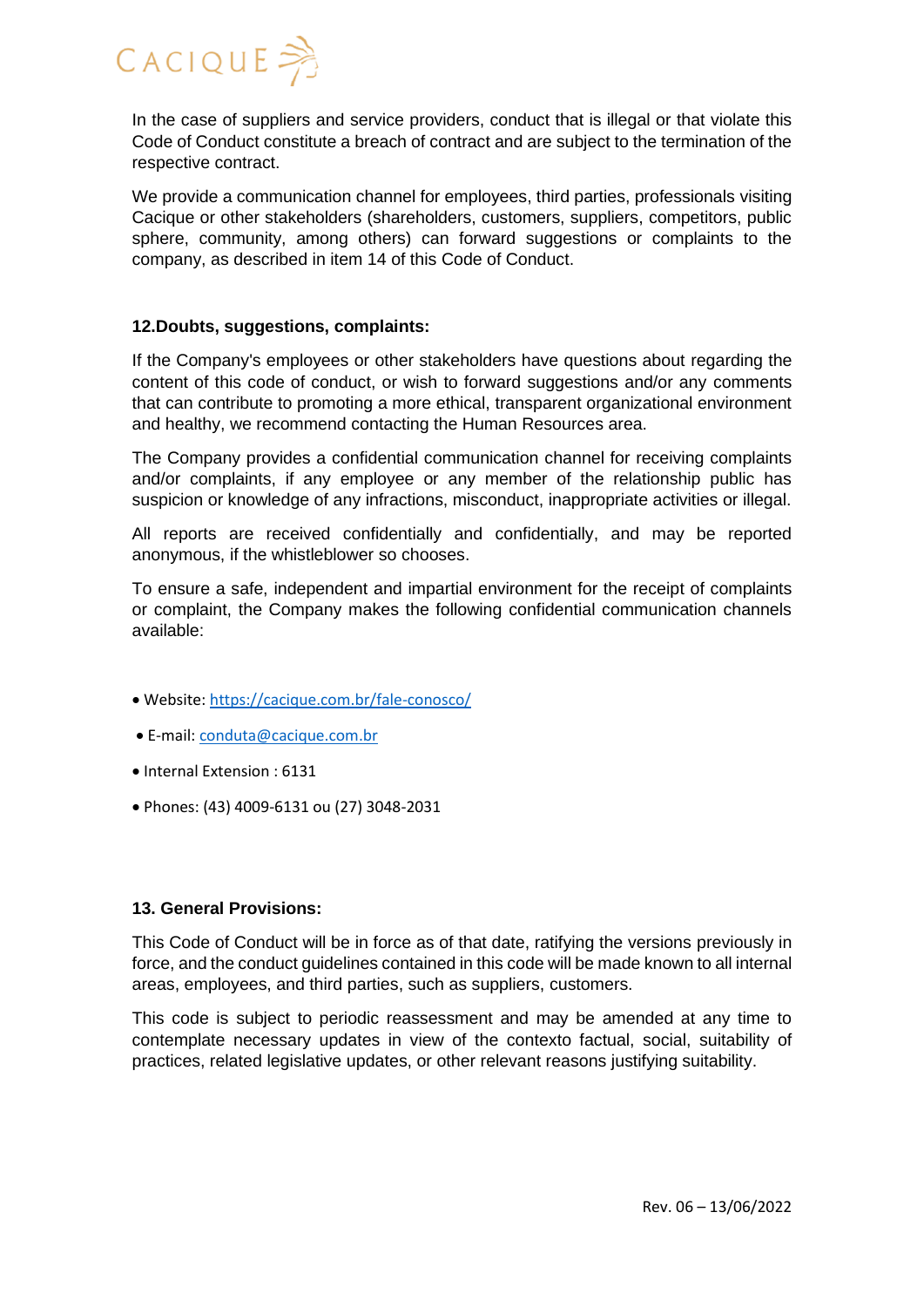In the case of suppliers and service providers, conduct that is illegal or that violate this Code of Conduct constitute a breach of contract and are subject to the termination of the respective contract.

We provide a communication channel for employees, third parties, professionals visiting Cacique or other stakeholders (shareholders, customers, suppliers, competitors, public sphere, community, among others) can forward suggestions or complaints to the company, as described in item 14 of this Code of Conduct.

### 12.Doubts, suggestions, complaints:

If the Company's employees or other stakeholders have questions about regarding the content of this code of conduct, or wish to forward suggestions and/or any comments that can contribute to promoting a more ethical, transparent organizational environment and healthy, we recommend contacting the Human Resources area.

The Company provides a confidential communication channel for receiving complaints and/or complaints, if any employee or any member of the relationship public has suspicion or knowledge of any infractions, misconduct, inappropriate activities or illegal.

All reports are received confidentially and confidentially, and may be reported anonymous, if the whistleblower so chooses.

To ensure a safe, independent and impartial environment for the receipt of complaints or complaint, the Company makes the following confidential communication channels available:

- Website: [https://cacique.com.br/fale-conosco/](https://cacique.com.br/fale-conosco/)
- E-mail: [conduta@cacique.com.br](mailto:conduta@cacique.com.br)
- Internal Extension : 6131
- Phones: (43) 4009-6131 ou (27) 3048-2031

### 13. General Provisions:

This Code of Conduct will be in force as of that date, ratifying the versions previously in force, and the conduct guidelines contained in this code will be made known to all internal areas, employees, and third parties, such as suppliers, customers.

This code is subject to periodic reassessment and may be amended at any time to contemplate necessary updates in view of the contexto factual, social, suitability of practices, related legislative updates, or other relevant reasons justifying suitability.

Rev. 06 – 13/06/2022